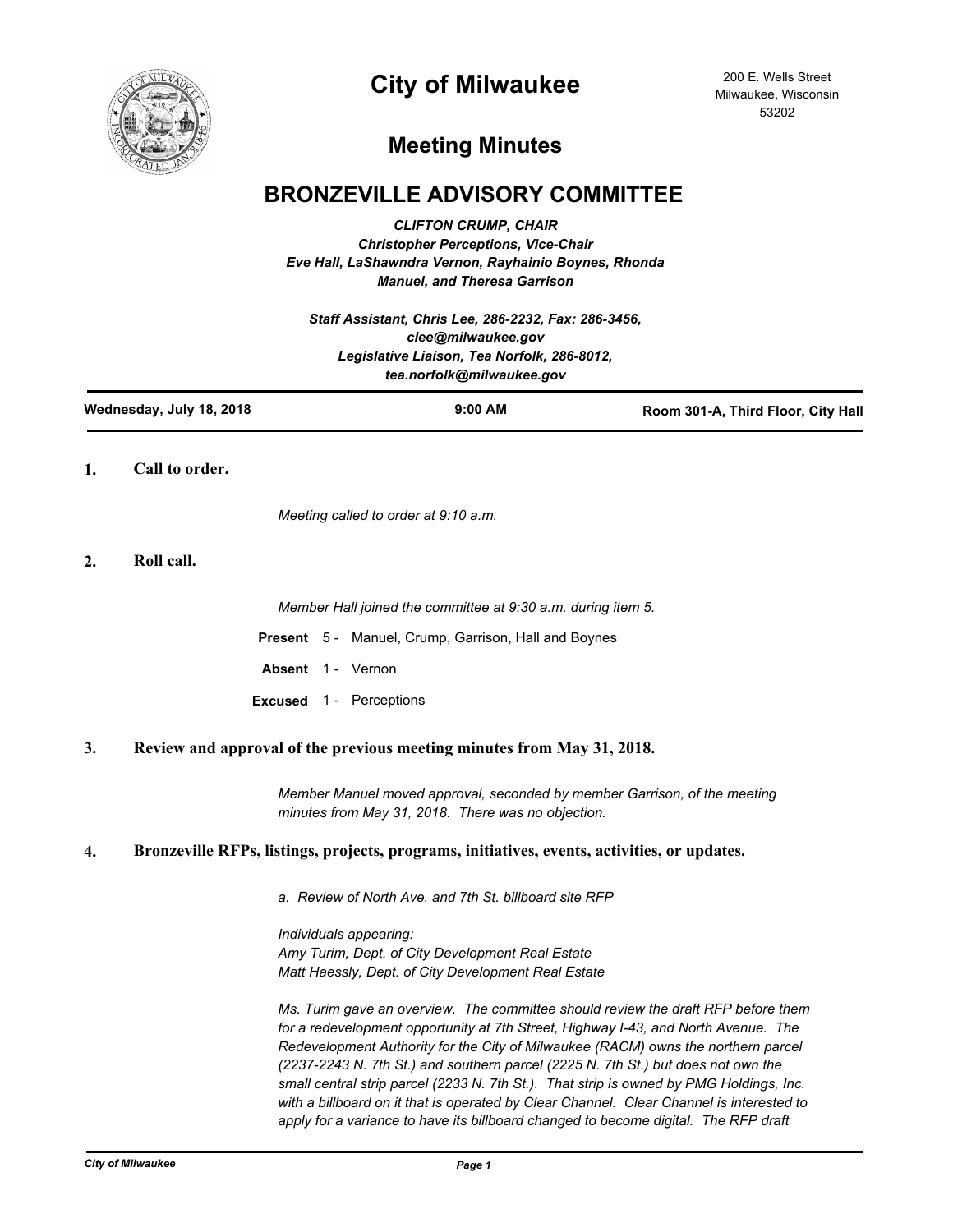# City of Milwaukee

200 E. Wells Street
Milwaukee, Wisconsin
53202

## Meeting Minutes

## BRONZEVILLE ADVISORY COMMITTEE

*CLIFTON CRUMP, CHAIR*
*Christopher Perceptions, Vice-Chair*
*Eve Hall, LaShawndra Vernon, Rayhainio Boynes, Rhonda Manuel, and Theresa Garrison*

*Staff Assistant, Chris Lee, 286-2232, Fax: 286-3456, clee@milwaukee.gov*
*Legislative Liaison, Tea Norfolk, 286-8012, tea.norfolk@milwaukee.gov*

| Wednesday, July 18, 2018 | 9:00 AM | Room 301-A, Third Floor, City Hall |
|---|---|---|

### 1. Call to order.

*Meeting called to order at 9:10 a.m.*

### 2. Roll call.

*Member Hall joined the committee at 9:30 a.m. during item 5.*

**Present** 5 - Manuel, Crump, Garrison, Hall and Boynes

**Absent** 1 - Vernon

**Excused** 1 - Perceptions

### 3. Review and approval of the previous meeting minutes from May 31, 2018.

*Member Manuel moved approval, seconded by member Garrison, of the meeting minutes from May 31, 2018. There was no objection.*

### 4. Bronzeville RFPs, listings, projects, programs, initiatives, events, activities, or updates.

*a. Review of North Ave. and 7th St. billboard site RFP*

*Individuals appearing:*
*Amy Turim, Dept. of City Development Real Estate*
*Matt Haessly, Dept. of City Development Real Estate*

*Ms. Turim gave an overview. The committee should review the draft RFP before them for a redevelopment opportunity at 7th Street, Highway I-43, and North Avenue. The Redevelopment Authority for the City of Milwaukee (RACM) owns the northern parcel (2237-2243 N. 7th St.) and southern parcel (2225 N. 7th St.) but does not own the small central strip parcel (2233 N. 7th St.). That strip is owned by PMG Holdings, Inc. with a billboard on it that is operated by Clear Channel. Clear Channel is interested to apply for a variance to have its billboard changed to become digital. The RFP draft*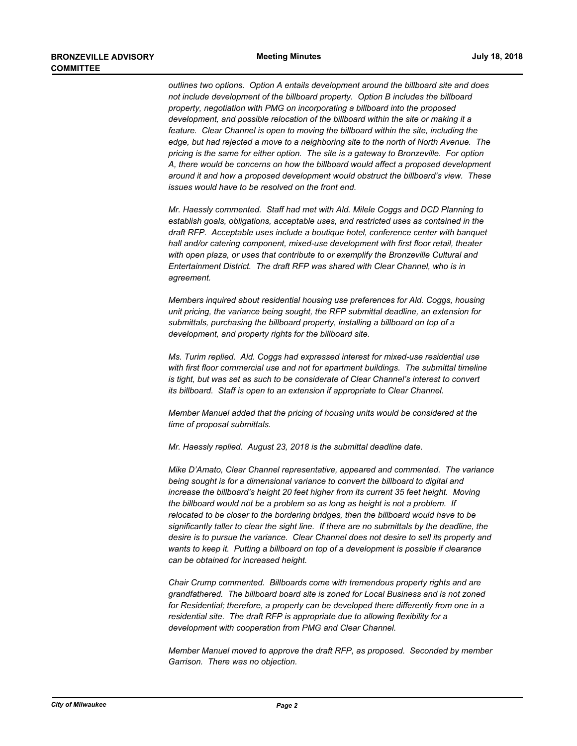*outlines two options. Option A entails development around the billboard site and does not include development of the billboard property. Option B includes the billboard property, negotiation with PMG on incorporating a billboard into the proposed development, and possible relocation of the billboard within the site or making it a feature. Clear Channel is open to moving the billboard within the site, including the edge, but had rejected a move to a neighboring site to the north of North Avenue. The pricing is the same for either option. The site is a gateway to Bronzeville. For option A, there would be concerns on how the billboard would affect a proposed development around it and how a proposed development would obstruct the billboard's view. These issues would have to be resolved on the front end.*

*Mr. Haessly commented. Staff had met with Ald. Milele Coggs and DCD Planning to establish goals, obligations, acceptable uses, and restricted uses as contained in the draft RFP. Acceptable uses include a boutique hotel, conference center with banquet hall and/or catering component, mixed-use development with first floor retail, theater with open plaza, or uses that contribute to or exemplify the Bronzeville Cultural and Entertainment District. The draft RFP was shared with Clear Channel, who is in agreement.*

*Members inquired about residential housing use preferences for Ald. Coggs, housing unit pricing, the variance being sought, the RFP submittal deadline, an extension for submittals, purchasing the billboard property, installing a billboard on top of a development, and property rights for the billboard site.*

*Ms. Turim replied. Ald. Coggs had expressed interest for mixed-use residential use with first floor commercial use and not for apartment buildings. The submittal timeline is tight, but was set as such to be considerate of Clear Channel's interest to convert its billboard. Staff is open to an extension if appropriate to Clear Channel.*

*Member Manuel added that the pricing of housing units would be considered at the time of proposal submittals.*

*Mr. Haessly replied. August 23, 2018 is the submittal deadline date.*

*Mike D'Amato, Clear Channel representative, appeared and commented. The variance being sought is for a dimensional variance to convert the billboard to digital and increase the billboard's height 20 feet higher from its current 35 feet height. Moving the billboard would not be a problem so as long as height is not a problem. If relocated to be closer to the bordering bridges, then the billboard would have to be significantly taller to clear the sight line. If there are no submittals by the deadline, the desire is to pursue the variance. Clear Channel does not desire to sell its property and wants to keep it. Putting a billboard on top of a development is possible if clearance can be obtained for increased height.*

*Chair Crump commented. Billboards come with tremendous property rights and are grandfathered. The billboard board site is zoned for Local Business and is not zoned for Residential; therefore, a property can be developed there differently from one in a residential site. The draft RFP is appropriate due to allowing flexibility for a development with cooperation from PMG and Clear Channel.*

*Member Manuel moved to approve the draft RFP, as proposed. Seconded by member Garrison. There was no objection.*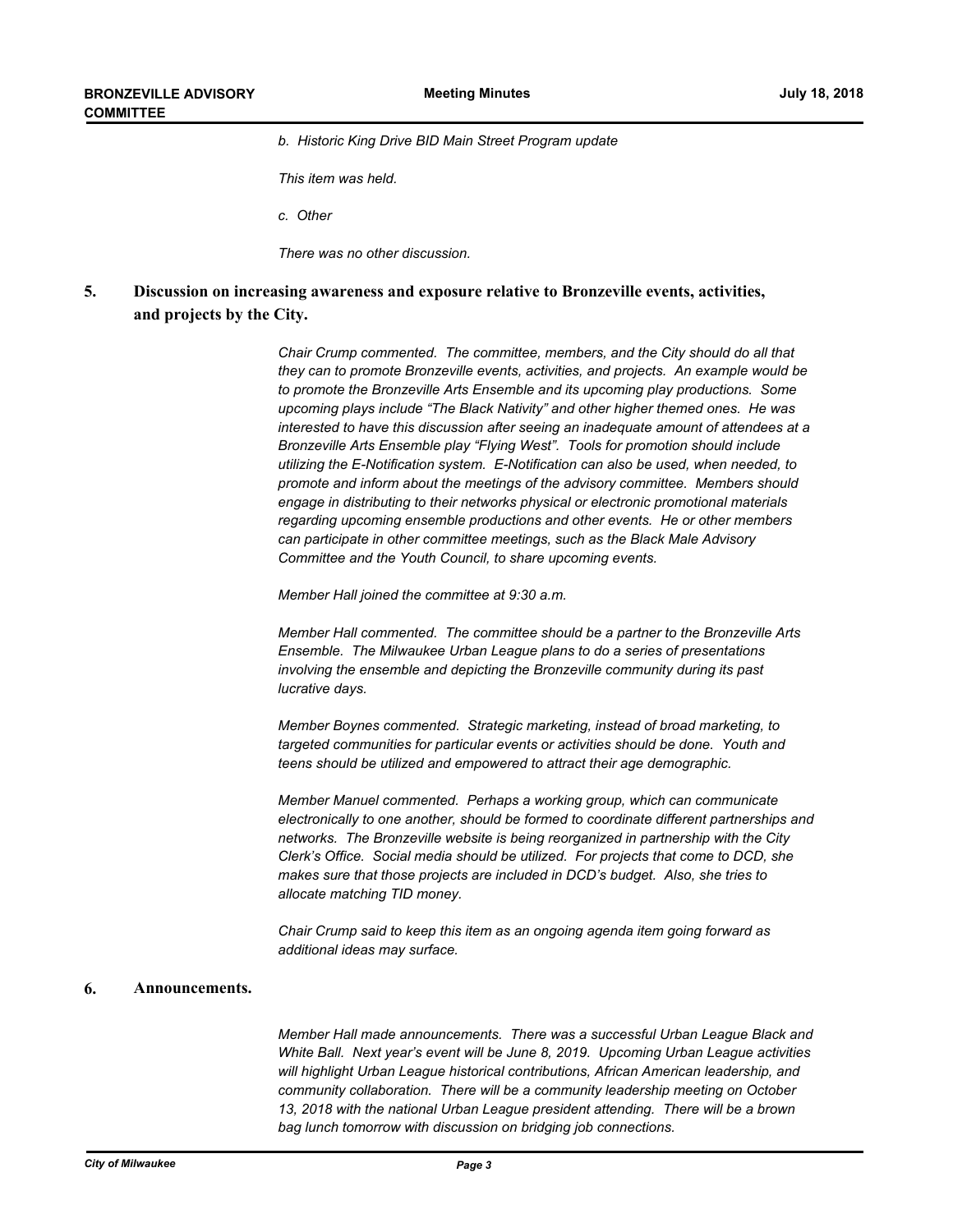*b. Historic King Drive BID Main Street Program update*

*This item was held.*

*c. Other*

*There was no other discussion.*

## 5. Discussion on increasing awareness and exposure relative to Bronzeville events, activities, and projects by the City.

*Chair Crump commented. The committee, members, and the City should do all that they can to promote Bronzeville events, activities, and projects. An example would be to promote the Bronzeville Arts Ensemble and its upcoming play productions. Some upcoming plays include "The Black Nativity" and other higher themed ones. He was interested to have this discussion after seeing an inadequate amount of attendees at a Bronzeville Arts Ensemble play "Flying West". Tools for promotion should include utilizing the E-Notification system. E-Notification can also be used, when needed, to promote and inform about the meetings of the advisory committee. Members should engage in distributing to their networks physical or electronic promotional materials regarding upcoming ensemble productions and other events. He or other members can participate in other committee meetings, such as the Black Male Advisory Committee and the Youth Council, to share upcoming events.*

*Member Hall joined the committee at 9:30 a.m.*

*Member Hall commented. The committee should be a partner to the Bronzeville Arts Ensemble. The Milwaukee Urban League plans to do a series of presentations involving the ensemble and depicting the Bronzeville community during its past lucrative days.*

*Member Boynes commented. Strategic marketing, instead of broad marketing, to targeted communities for particular events or activities should be done. Youth and teens should be utilized and empowered to attract their age demographic.*

*Member Manuel commented. Perhaps a working group, which can communicate electronically to one another, should be formed to coordinate different partnerships and networks. The Bronzeville website is being reorganized in partnership with the City Clerk's Office. Social media should be utilized. For projects that come to DCD, she makes sure that those projects are included in DCD's budget. Also, she tries to allocate matching TID money.*

*Chair Crump said to keep this item as an ongoing agenda item going forward as additional ideas may surface.*

## 6. Announcements.

*Member Hall made announcements. There was a successful Urban League Black and White Ball. Next year's event will be June 8, 2019. Upcoming Urban League activities will highlight Urban League historical contributions, African American leadership, and community collaboration. There will be a community leadership meeting on October 13, 2018 with the national Urban League president attending. There will be a brown bag lunch tomorrow with discussion on bridging job connections.*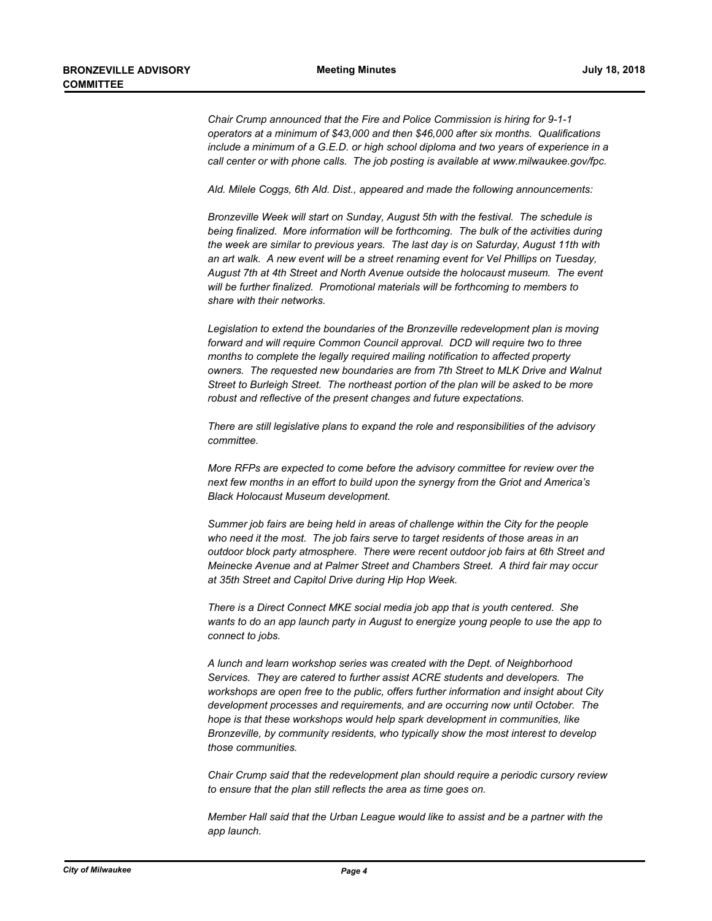*Chair Crump announced that the Fire and Police Commission is hiring for 9-1-1 operators at a minimum of $43,000 and then $46,000 after six months. Qualifications include a minimum of a G.E.D. or high school diploma and two years of experience in a call center or with phone calls. The job posting is available at www.milwaukee.gov/fpc.*

*Ald. Milele Coggs, 6th Ald. Dist., appeared and made the following announcements:*

*Bronzeville Week will start on Sunday, August 5th with the festival. The schedule is being finalized. More information will be forthcoming. The bulk of the activities during the week are similar to previous years. The last day is on Saturday, August 11th with an art walk. A new event will be a street renaming event for Vel Phillips on Tuesday, August 7th at 4th Street and North Avenue outside the holocaust museum. The event will be further finalized. Promotional materials will be forthcoming to members to share with their networks.*

*Legislation to extend the boundaries of the Bronzeville redevelopment plan is moving forward and will require Common Council approval. DCD will require two to three months to complete the legally required mailing notification to affected property owners. The requested new boundaries are from 7th Street to MLK Drive and Walnut Street to Burleigh Street. The northeast portion of the plan will be asked to be more robust and reflective of the present changes and future expectations.*

*There are still legislative plans to expand the role and responsibilities of the advisory committee.*

*More RFPs are expected to come before the advisory committee for review over the next few months in an effort to build upon the synergy from the Griot and America's Black Holocaust Museum development.*

*Summer job fairs are being held in areas of challenge within the City for the people who need it the most. The job fairs serve to target residents of those areas in an outdoor block party atmosphere. There were recent outdoor job fairs at 6th Street and Meinecke Avenue and at Palmer Street and Chambers Street. A third fair may occur at 35th Street and Capitol Drive during Hip Hop Week.*

*There is a Direct Connect MKE social media job app that is youth centered. She wants to do an app launch party in August to energize young people to use the app to connect to jobs.*

*A lunch and learn workshop series was created with the Dept. of Neighborhood Services. They are catered to further assist ACRE students and developers. The workshops are open free to the public, offers further information and insight about City development processes and requirements, and are occurring now until October. The hope is that these workshops would help spark development in communities, like Bronzeville, by community residents, who typically show the most interest to develop those communities.*

*Chair Crump said that the redevelopment plan should require a periodic cursory review to ensure that the plan still reflects the area as time goes on.*

*Member Hall said that the Urban League would like to assist and be a partner with the app launch.*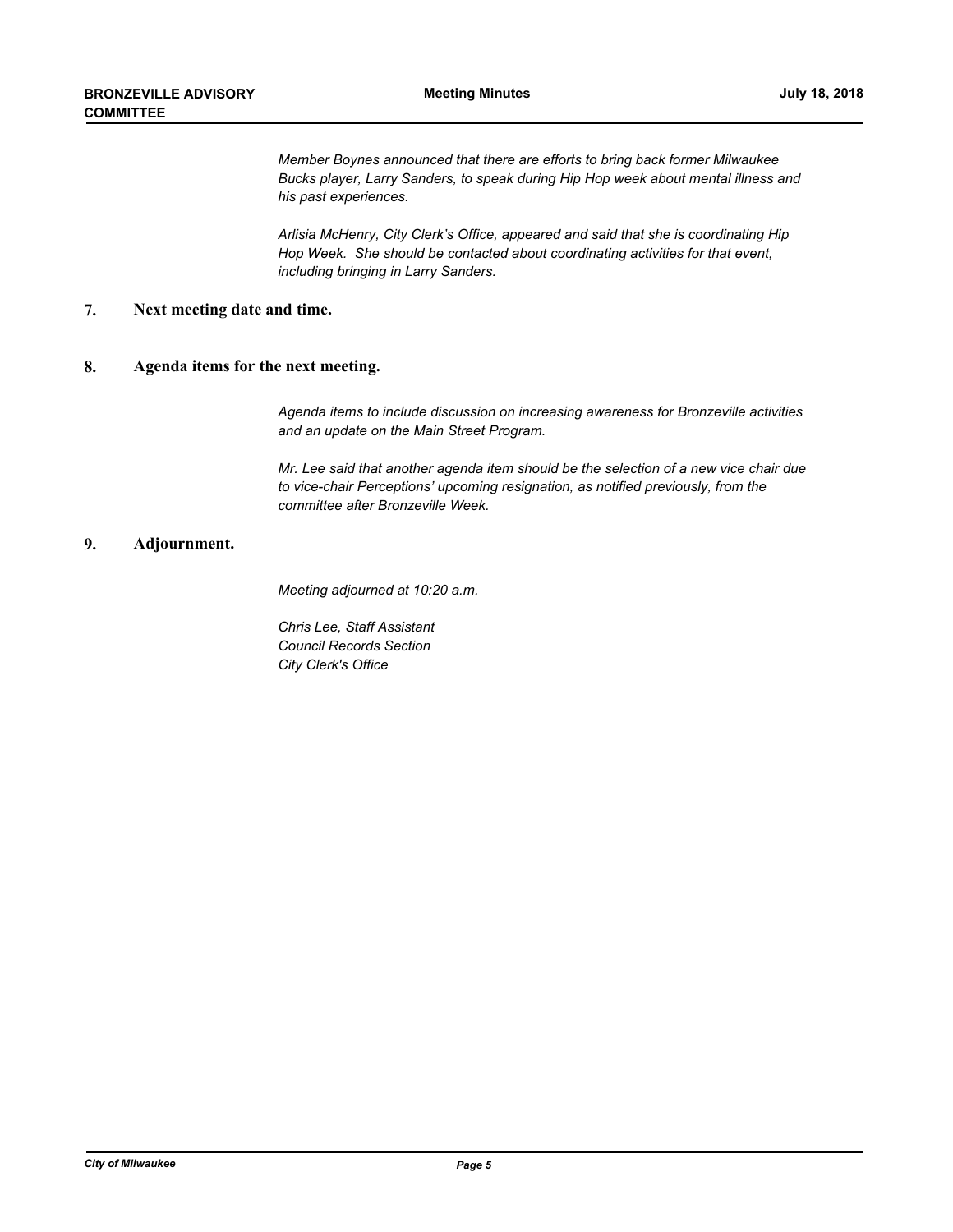*Member Boynes announced that there are efforts to bring back former Milwaukee Bucks player, Larry Sanders, to speak during Hip Hop week about mental illness and his past experiences.*

*Arlisia McHenry, City Clerk's Office, appeared and said that she is coordinating Hip Hop Week. She should be contacted about coordinating activities for that event, including bringing in Larry Sanders.*

## 7. Next meeting date and time.

## 8. Agenda items for the next meeting.

*Agenda items to include discussion on increasing awareness for Bronzeville activities and an update on the Main Street Program.*

*Mr. Lee said that another agenda item should be the selection of a new vice chair due to vice-chair Perceptions' upcoming resignation, as notified previously, from the committee after Bronzeville Week.*

## 9. Adjournment.

*Meeting adjourned at 10:20 a.m.*

*Chris Lee, Staff Assistant*
*Council Records Section*
*City Clerk's Office*